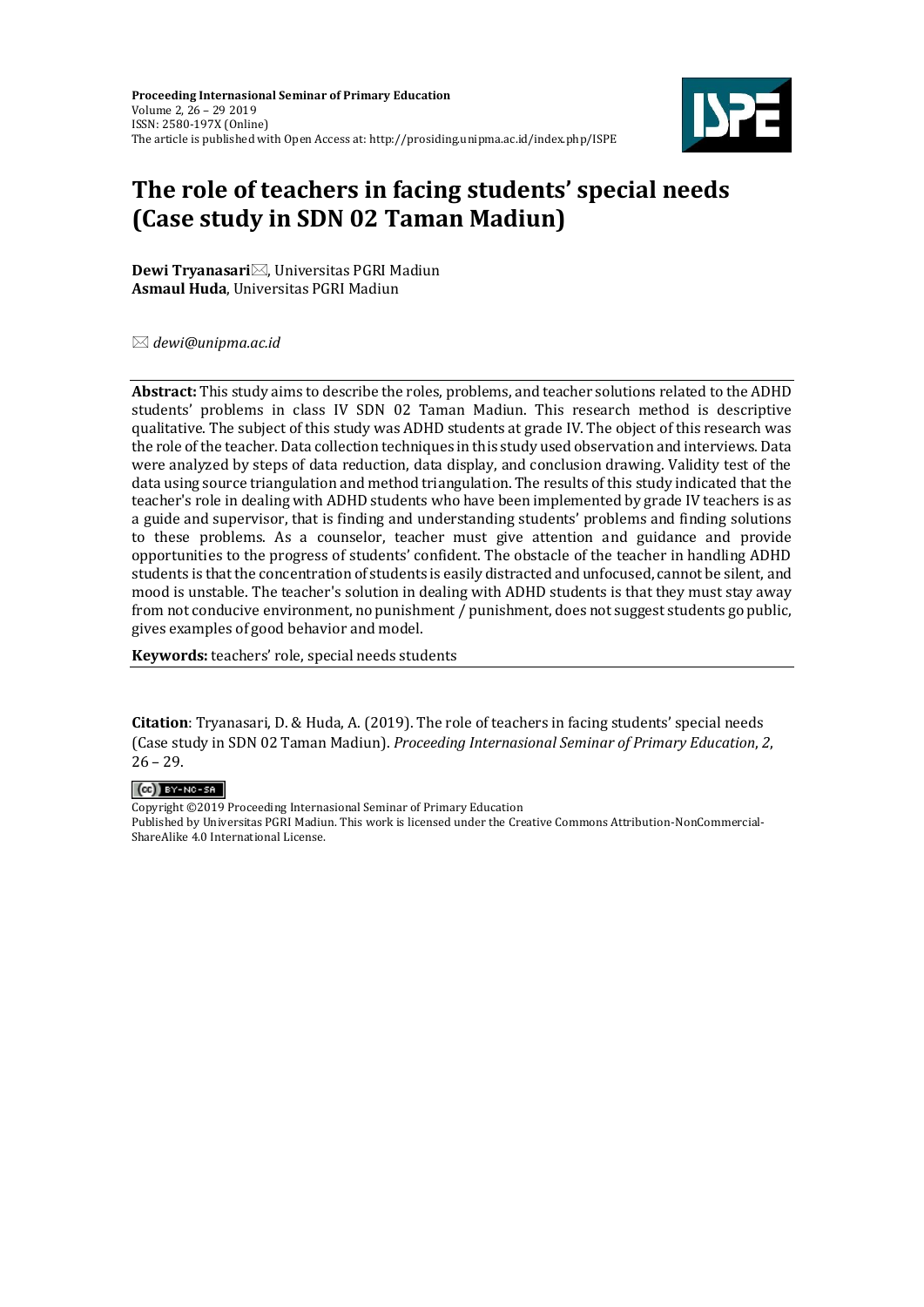# The role of teachers in facing students' special needs (Case study in SDN 02 Taman Madiun)

**Dewi Tryanasari**✉, Universitas PGRI Madiun
**Asmaul Huda**, Universitas PGRI Madiun

✉ *dewi@unipma.ac.id*

**Abstract:** This study aims to describe the roles, problems, and teacher solutions related to the ADHD students' problems in class IV SDN 02 Taman Madiun. This research method is descriptive qualitative. The subject of this study was ADHD students at grade IV. The object of this research was the role of the teacher. Data collection techniques in this study used observation and interviews. Data were analyzed by steps of data reduction, data display, and conclusion drawing. Validity test of the data using source triangulation and method triangulation. The results of this study indicated that the teacher's role in dealing with ADHD students who have been implemented by grade IV teachers is as a guide and supervisor, that is finding and understanding students' problems and finding solutions to these problems. As a counselor, teacher must give attention and guidance and provide opportunities to the progress of students' confident. The obstacle of the teacher in handling ADHD students is that the concentration of students is easily distracted and unfocused, cannot be silent, and mood is unstable. The teacher's solution in dealing with ADHD students is that they must stay away from not conducive environment, no punishment / punishment, does not suggest students go public, gives examples of good behavior and model.

**Keywords:** teachers' role, special needs students

**Citation**: Tryanasari, D. & Huda, A. (2019). The role of teachers in facing students' special needs (Case study in SDN 02 Taman Madiun). *Proceeding Internasional Seminar of Primary Education*, *2*, 26 – 29.

Copyright ©2019 Proceeding Internasional Seminar of Primary Education
Published by Universitas PGRI Madiun. This work is licensed under the Creative Commons Attribution-NonCommercial-ShareAlike 4.0 International License.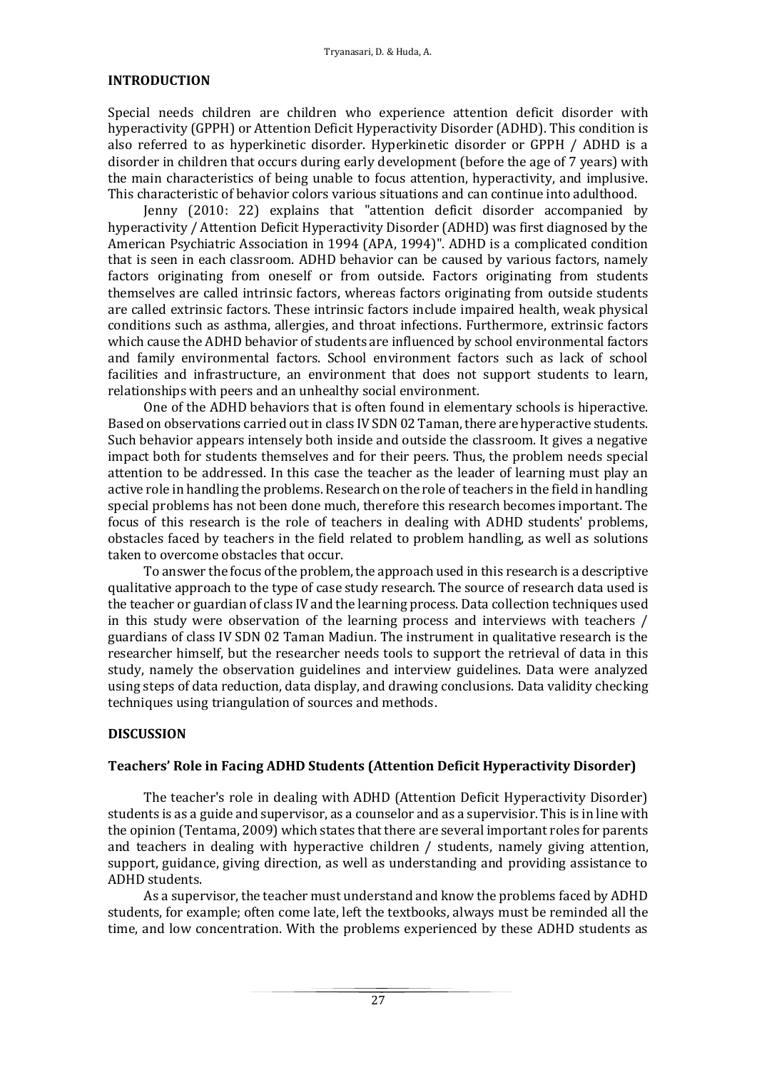## INTRODUCTION

Special needs children are children who experience attention deficit disorder with hyperactivity (GPPH) or Attention Deficit Hyperactivity Disorder (ADHD). This condition is also referred to as hyperkinetic disorder. Hyperkinetic disorder or GPPH / ADHD is a disorder in children that occurs during early development (before the age of 7 years) with the main characteristics of being unable to focus attention, hyperactivity, and implusive. This characteristic of behavior colors various situations and can continue into adulthood.

Jenny (2010: 22) explains that "attention deficit disorder accompanied by hyperactivity / Attention Deficit Hyperactivity Disorder (ADHD) was first diagnosed by the American Psychiatric Association in 1994 (APA, 1994)". ADHD is a complicated condition that is seen in each classroom. ADHD behavior can be caused by various factors, namely factors originating from oneself or from outside. Factors originating from students themselves are called intrinsic factors, whereas factors originating from outside students are called extrinsic factors. These intrinsic factors include impaired health, weak physical conditions such as asthma, allergies, and throat infections. Furthermore, extrinsic factors which cause the ADHD behavior of students are influenced by school environmental factors and family environmental factors. School environment factors such as lack of school facilities and infrastructure, an environment that does not support students to learn, relationships with peers and an unhealthy social environment.

One of the ADHD behaviors that is often found in elementary schools is hiperactive. Based on observations carried out in class IV SDN 02 Taman, there are hyperactive students. Such behavior appears intensely both inside and outside the classroom. It gives a negative impact both for students themselves and for their peers. Thus, the problem needs special attention to be addressed. In this case the teacher as the leader of learning must play an active role in handling the problems. Research on the role of teachers in the field in handling special problems has not been done much, therefore this research becomes important. The focus of this research is the role of teachers in dealing with ADHD students' problems, obstacles faced by teachers in the field related to problem handling, as well as solutions taken to overcome obstacles that occur.

To answer the focus of the problem, the approach used in this research is a descriptive qualitative approach to the type of case study research. The source of research data used is the teacher or guardian of class IV and the learning process. Data collection techniques used in this study were observation of the learning process and interviews with teachers / guardians of class IV SDN 02 Taman Madiun. The instrument in qualitative research is the researcher himself, but the researcher needs tools to support the retrieval of data in this study, namely the observation guidelines and interview guidelines. Data were analyzed using steps of data reduction, data display, and drawing conclusions. Data validity checking techniques using triangulation of sources and methods.

## DISCUSSION

### Teachers' Role in Facing ADHD Students (Attention Deficit Hyperactivity Disorder)

The teacher's role in dealing with ADHD (Attention Deficit Hyperactivity Disorder) students is as a guide and supervisor, as a counselor and as a supervisior. This is in line with the opinion (Tentama, 2009) which states that there are several important roles for parents and teachers in dealing with hyperactive children / students, namely giving attention, support, guidance, giving direction, as well as understanding and providing assistance to ADHD students.

As a supervisor, the teacher must understand and know the problems faced by ADHD students, for example; often come late, left the textbooks, always must be reminded all the time, and low concentration. With the problems experienced by these ADHD students as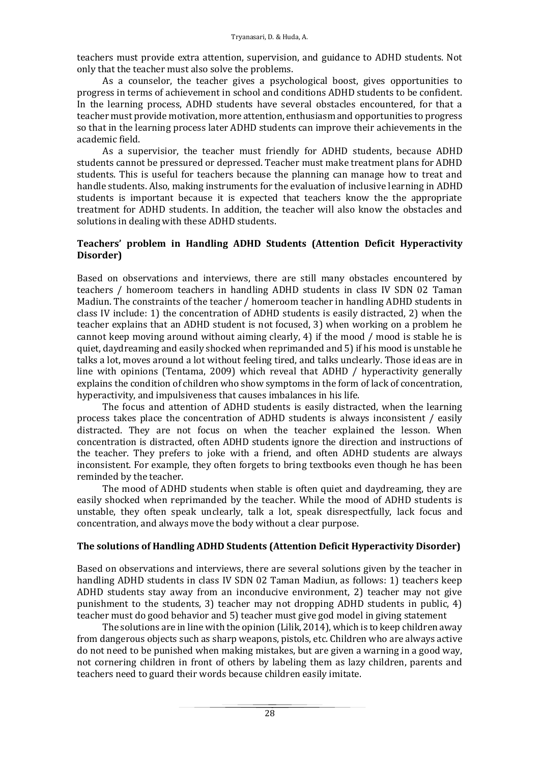teachers must provide extra attention, supervision, and guidance to ADHD students. Not only that the teacher must also solve the problems.

As a counselor, the teacher gives a psychological boost, gives opportunities to progress in terms of achievement in school and conditions ADHD students to be confident. In the learning process, ADHD students have several obstacles encountered, for that a teacher must provide motivation, more attention, enthusiasm and opportunities to progress so that in the learning process later ADHD students can improve their achievements in the academic field.

As a supervisior, the teacher must friendly for ADHD students, because ADHD students cannot be pressured or depressed. Teacher must make treatment plans for ADHD students. This is useful for teachers because the planning can manage how to treat and handle students. Also, making instruments for the evaluation of inclusive learning in ADHD students is important because it is expected that teachers know the the appropriate treatment for ADHD students. In addition, the teacher will also know the obstacles and solutions in dealing with these ADHD students.

## Teachers' problem in Handling ADHD Students (Attention Deficit Hyperactivity Disorder)

Based on observations and interviews, there are still many obstacles encountered by teachers / homeroom teachers in handling ADHD students in class IV SDN 02 Taman Madiun. The constraints of the teacher / homeroom teacher in handling ADHD students in class IV include: 1) the concentration of ADHD students is easily distracted, 2) when the teacher explains that an ADHD student is not focused, 3) when working on a problem he cannot keep moving around without aiming clearly, 4) if the mood / mood is stable he is quiet, daydreaming and easily shocked when reprimanded and 5) if his mood is unstable he talks a lot, moves around a lot without feeling tired, and talks unclearly. Those ideas are in line with opinions (Tentama, 2009) which reveal that ADHD / hyperactivity generally explains the condition of children who show symptoms in the form of lack of concentration, hyperactivity, and impulsiveness that causes imbalances in his life.

The focus and attention of ADHD students is easily distracted, when the learning process takes place the concentration of ADHD students is always inconsistent / easily distracted. They are not focus on when the teacher explained the lesson. When concentration is distracted, often ADHD students ignore the direction and instructions of the teacher. They prefers to joke with a friend, and often ADHD students are always inconsistent. For example, they often forgets to bring textbooks even though he has been reminded by the teacher.

The mood of ADHD students when stable is often quiet and daydreaming, they are easily shocked when reprimanded by the teacher. While the mood of ADHD students is unstable, they often speak unclearly, talk a lot, speak disrespectfully, lack focus and concentration, and always move the body without a clear purpose.

## The solutions of Handling ADHD Students (Attention Deficit Hyperactivity Disorder)

Based on observations and interviews, there are several solutions given by the teacher in handling ADHD students in class IV SDN 02 Taman Madiun, as follows: 1) teachers keep ADHD students stay away from an inconducive environment, 2) teacher may not give punishment to the students, 3) teacher may not dropping ADHD students in public, 4) teacher must do good behavior and 5) teacher must give god model in giving statement

The solutions are in line with the opinion (Lilik, 2014), which is to keep children away from dangerous objects such as sharp weapons, pistols, etc. Children who are always active do not need to be punished when making mistakes, but are given a warning in a good way, not cornering children in front of others by labeling them as lazy children, parents and teachers need to guard their words because children easily imitate.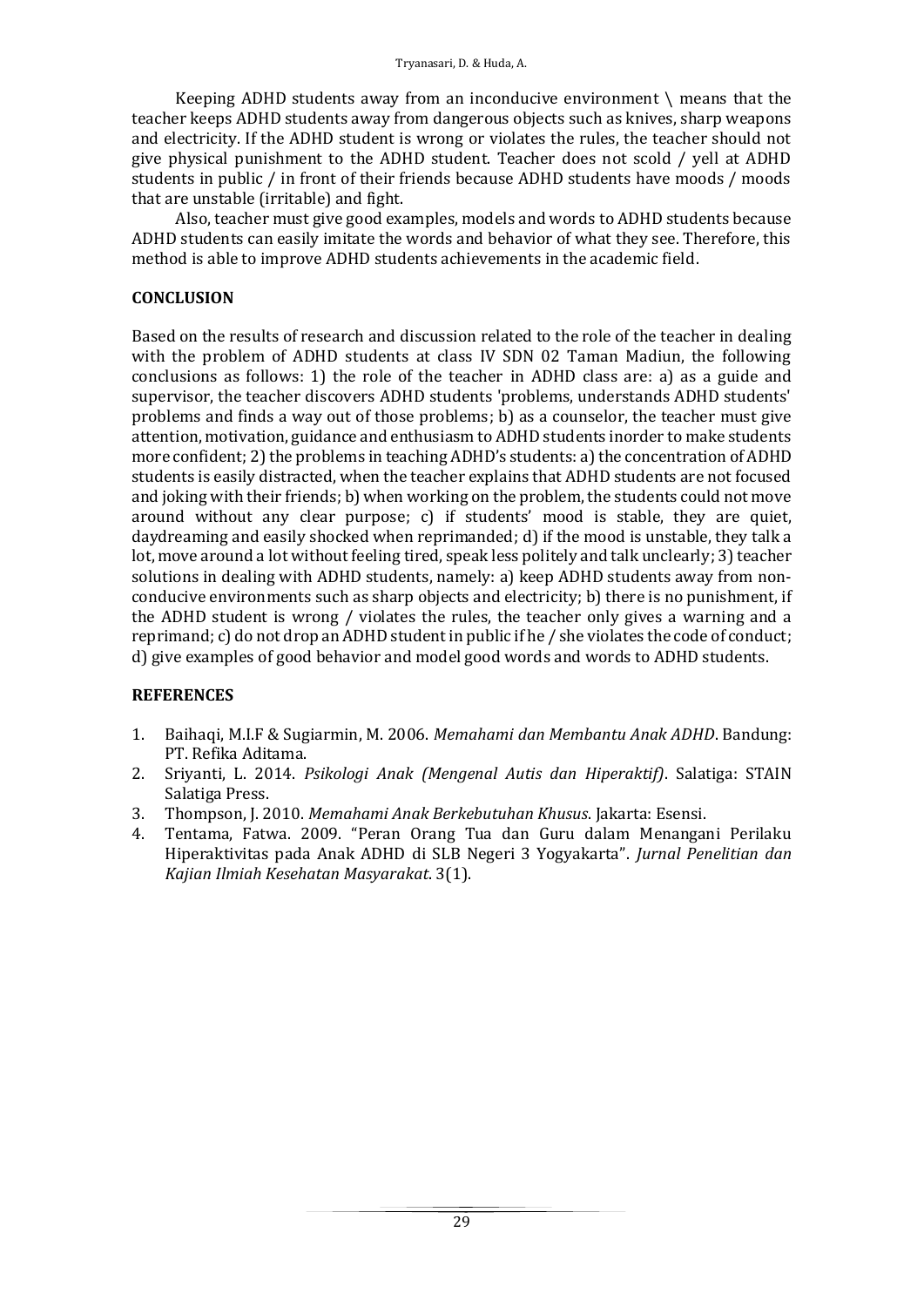Keeping ADHD students away from an inconducive environment \ means that the teacher keeps ADHD students away from dangerous objects such as knives, sharp weapons and electricity. If the ADHD student is wrong or violates the rules, the teacher should not give physical punishment to the ADHD student. Teacher does not scold / yell at ADHD students in public / in front of their friends because ADHD students have moods / moods that are unstable (irritable) and fight.

Also, teacher must give good examples, models and words to ADHD students because ADHD students can easily imitate the words and behavior of what they see. Therefore, this method is able to improve ADHD students achievements in the academic field.

## CONCLUSION

Based on the results of research and discussion related to the role of the teacher in dealing with the problem of ADHD students at class IV SDN 02 Taman Madiun, the following conclusions as follows: 1) the role of the teacher in ADHD class are: a) as a guide and supervisor, the teacher discovers ADHD students 'problems, understands ADHD students' problems and finds a way out of those problems; b) as a counselor, the teacher must give attention, motivation, guidance and enthusiasm to ADHD students inorder to make students more confident; 2) the problems in teaching ADHD's students: a) the concentration of ADHD students is easily distracted, when the teacher explains that ADHD students are not focused and joking with their friends; b) when working on the problem, the students could not move around without any clear purpose; c) if students' mood is stable, they are quiet, daydreaming and easily shocked when reprimanded; d) if the mood is unstable, they talk a lot, move around a lot without feeling tired, speak less politely and talk unclearly; 3) teacher solutions in dealing with ADHD students, namely: a) keep ADHD students away from non-conducive environments such as sharp objects and electricity; b) there is no punishment, if the ADHD student is wrong / violates the rules, the teacher only gives a warning and a reprimand; c) do not drop an ADHD student in public if he / she violates the code of conduct; d) give examples of good behavior and model good words and words to ADHD students.

## REFERENCES

1. Baihaqi, M.I.F & Sugiarmin, M. 2006. *Memahami dan Membantu Anak ADHD*. Bandung: PT. Refika Aditama.
2. Sriyanti, L. 2014. *Psikologi Anak (Mengenal Autis dan Hiperaktif)*. Salatiga: STAIN Salatiga Press.
3. Thompson, J. 2010. *Memahami Anak Berkebutuhan Khusus*. Jakarta: Esensi.
4. Tentama, Fatwa. 2009. "Peran Orang Tua dan Guru dalam Menangani Perilaku Hiperaktivitas pada Anak ADHD di SLB Negeri 3 Yogyakarta". *Jurnal Penelitian dan Kajian Ilmiah Kesehatan Masyarakat*. 3(1).